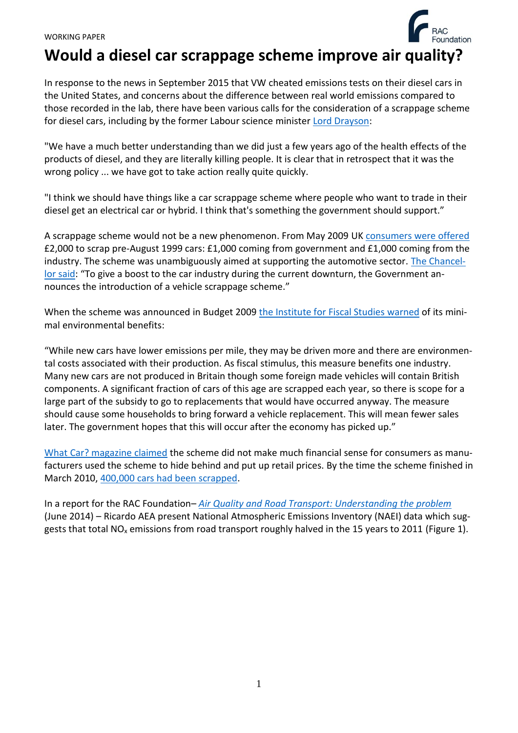WORKING PAPER

# Would a diesel car scrappage scheme improve air quality?

In response to the news in September 2015 that VW cheated emissions tests on their diesel cars in the United States, and concerns about the difference between real world emissions compared to those recorded in the lab, there have been various calls for the consideration of a scrappage scheme for diesel cars, including by the former Labour science minister Lord Drayson:

"We have a much better understanding than we did just a few years ago of the health effects of the products of diesel, and they are literally killing people. It is clear that in retrospect that it was the wrong policy ... we have got to take action really quite quickly.

"I think we should have things like a car scrappage scheme where people who want to trade in their diesel get an electrical car or hybrid. I think that's something the government should support."

A scrappage scheme would not be a new phenomenon. From May 2009 UK consumers were offered £2,000 to scrap pre-August 1999 cars: £1,000 coming from government and £1,000 coming from the industry. The scheme was unambiguously aimed at supporting the automotive sector. The Chancellor said: "To give a boost to the car industry during the current downturn, the Government announces the introduction of a vehicle scrappage scheme."

When the scheme was announced in Budget 2009 the Institute for Fiscal Studies warned of its minimal environmental benefits:

"While new cars have lower emissions per mile, they may be driven more and there are environmental costs associated with their production. As fiscal stimulus, this measure benefits one industry. Many new cars are not produced in Britain though some foreign made vehicles will contain British components. A significant fraction of cars of this age are scrapped each year, so there is scope for a large part of the subsidy to go to replacements that would have occurred anyway. The measure should cause some households to bring forward a vehicle replacement. This will mean fewer sales later. The government hopes that this will occur after the economy has picked up."

What Car? magazine claimed the scheme did not make much financial sense for consumers as manufacturers used the scheme to hide behind and put up retail prices. By the time the scheme finished in March 2010, 400,000 cars had been scrapped.

In a report for the RAC Foundation– *Air Quality and Road Transport: Understanding the problem* (June 2014) – Ricardo AEA present National Atmospheric Emissions Inventory (NAEI) data which suggests that total $NO_x$ emissions from road transport roughly halved in the 15 years to 2011 (Figure 1).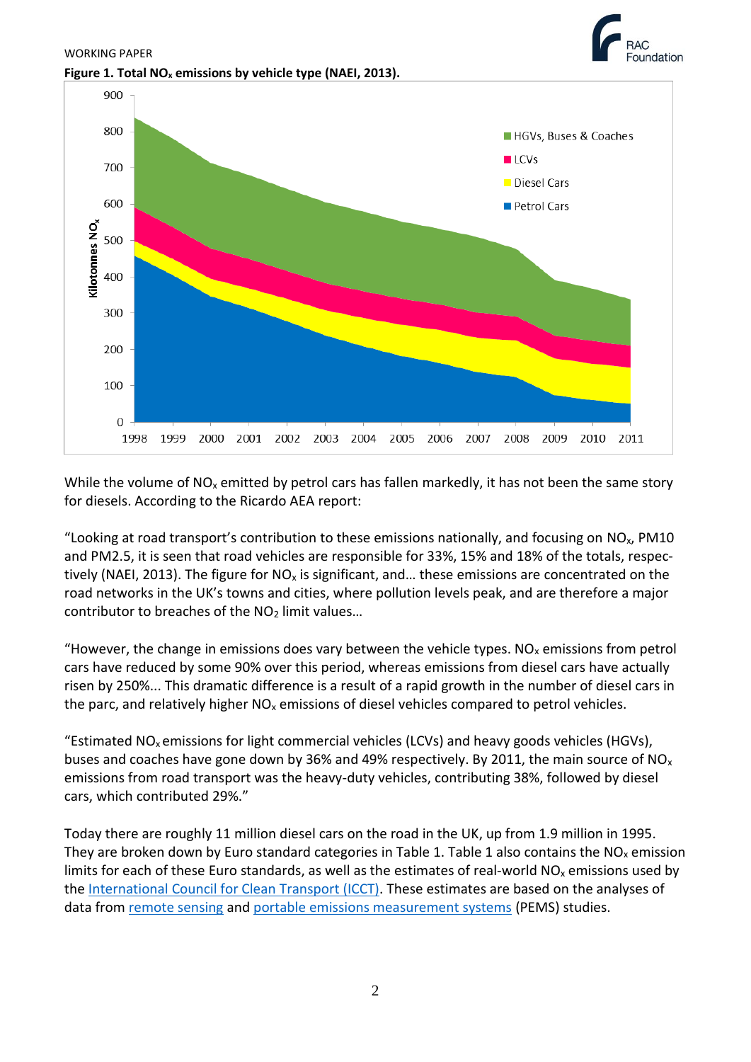**Figure 1. Total $NO_x$ emissions by vehicle type (NAEI, 2013).**

While the volume of $NO_x$ emitted by petrol cars has fallen markedly, it has not been the same story for diesels. According to the Ricardo AEA report:

"Looking at road transport's contribution to these emissions nationally, and focusing on $NO_x$, PM10 and PM2.5, it is seen that road vehicles are responsible for 33%, 15% and 18% of the totals, respectively (NAEI, 2013). The figure for $NO_x$ is significant, and… these emissions are concentrated on the road networks in the UK's towns and cities, where pollution levels peak, and are therefore a major contributor to breaches of the $NO_2$ limit values…

"However, the change in emissions does vary between the vehicle types. $NO_x$ emissions from petrol cars have reduced by some 90% over this period, whereas emissions from diesel cars have actually risen by 250%... This dramatic difference is a result of a rapid growth in the number of diesel cars in the parc, and relatively higher $NO_x$ emissions of diesel vehicles compared to petrol vehicles.

"Estimated $NO_x$ emissions for light commercial vehicles (LCVs) and heavy goods vehicles (HGVs), buses and coaches have gone down by 36% and 49% respectively. By 2011, the main source of $NO_x$ emissions from road transport was the heavy-duty vehicles, contributing 38%, followed by diesel cars, which contributed 29%."

Today there are roughly 11 million diesel cars on the road in the UK, up from 1.9 million in 1995. They are broken down by Euro standard categories in Table 1. Table 1 also contains the $NO_x$ emission limits for each of these Euro standards, as well as the estimates of real-world $NO_x$ emissions used by the International Council for Clean Transport (ICCT). These estimates are based on the analyses of data from remote sensing and portable emissions measurement systems (PEMS) studies.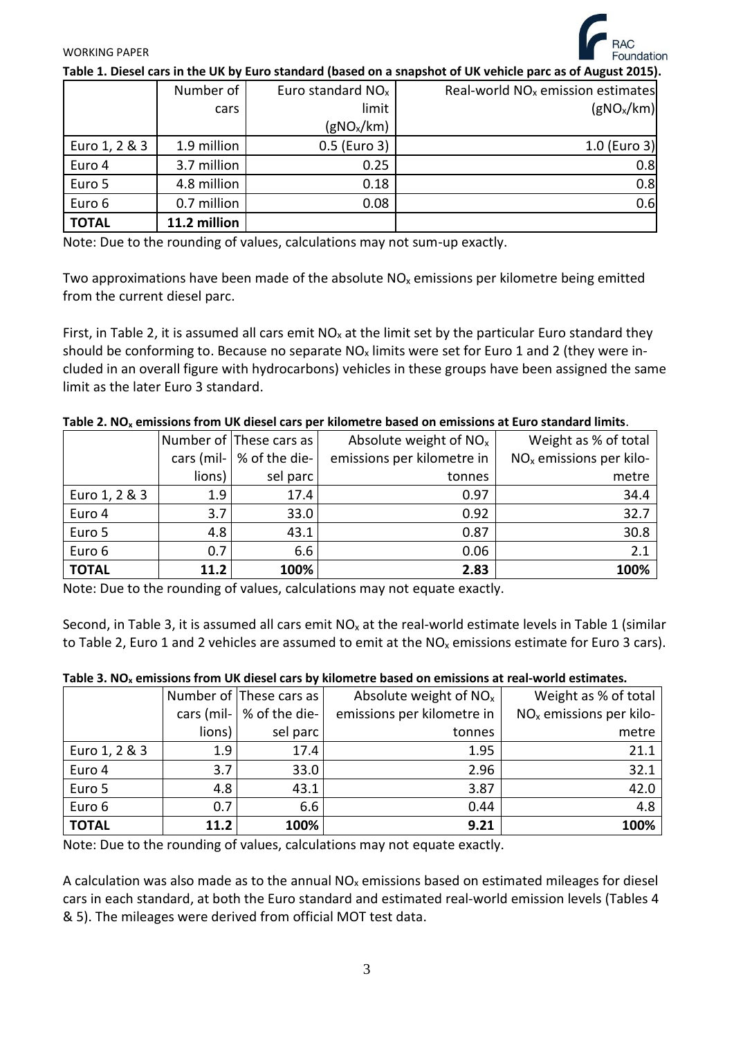**Table 1. Diesel cars in the UK by Euro standard (based on a snapshot of UK vehicle parc as of August 2015).**

| | Number of cars | Euro standard $NO_x$ limit ($gNO_x/km$) | Real-world $NO_x$ emission estimates ($gNO_x/km$) |
|---|---|---|---|
| Euro 1, 2 & 3 | 1.9 million | 0.5 (Euro 3) | 1.0 (Euro 3) |
| Euro 4 | 3.7 million | 0.25 | 0.8 |
| Euro 5 | 4.8 million | 0.18 | 0.8 |
| Euro 6 | 0.7 million | 0.08 | 0.6 |
| **TOTAL** | **11.2 million** | | |

Note: Due to the rounding of values, calculations may not sum-up exactly.

Two approximations have been made of the absolute $NO_x$ emissions per kilometre being emitted from the current diesel parc.

First, in Table 2, it is assumed all cars emit $NO_x$ at the limit set by the particular Euro standard they should be conforming to. Because no separate $NO_x$ limits were set for Euro 1 and 2 (they were included in an overall figure with hydrocarbons) vehicles in these groups have been assigned the same limit as the later Euro 3 standard.

**Table 2. $NO_x$ emissions from UK diesel cars per kilometre based on emissions at Euro standard limits.**

| | Number of cars (millions) | These cars as % of the diesel parc | Absolute weight of $NO_x$ emissions per kilometre in tonnes | Weight as % of total $NO_x$ emissions per kilometre |
|---|---|---|---|---|
| Euro 1, 2 & 3 | 1.9 | 17.4 | 0.97 | 34.4 |
| Euro 4 | 3.7 | 33.0 | 0.92 | 32.7 |
| Euro 5 | 4.8 | 43.1 | 0.87 | 30.8 |
| Euro 6 | 0.7 | 6.6 | 0.06 | 2.1 |
| **TOTAL** | **11.2** | **100%** | **2.83** | **100%** |

Note: Due to the rounding of values, calculations may not equate exactly.

Second, in Table 3, it is assumed all cars emit $NO_x$ at the real-world estimate levels in Table 1 (similar to Table 2, Euro 1 and 2 vehicles are assumed to emit at the $NO_x$ emissions estimate for Euro 3 cars).

**Table 3. $NO_x$ emissions from UK diesel cars by kilometre based on emissions at real-world estimates.**

| | Number of cars (millions) | These cars as % of the diesel parc | Absolute weight of $NO_x$ emissions per kilometre in tonnes | Weight as % of total $NO_x$ emissions per kilometre |
|---|---|---|---|---|
| Euro 1, 2 & 3 | 1.9 | 17.4 | 1.95 | 21.1 |
| Euro 4 | 3.7 | 33.0 | 2.96 | 32.1 |
| Euro 5 | 4.8 | 43.1 | 3.87 | 42.0 |
| Euro 6 | 0.7 | 6.6 | 0.44 | 4.8 |
| **TOTAL** | **11.2** | **100%** | **9.21** | **100%** |

Note: Due to the rounding of values, calculations may not equate exactly.

A calculation was also made as to the annual $NO_x$ emissions based on estimated mileages for diesel cars in each standard, at both the Euro standard and estimated real-world emission levels (Tables 4 & 5). The mileages were derived from official MOT test data.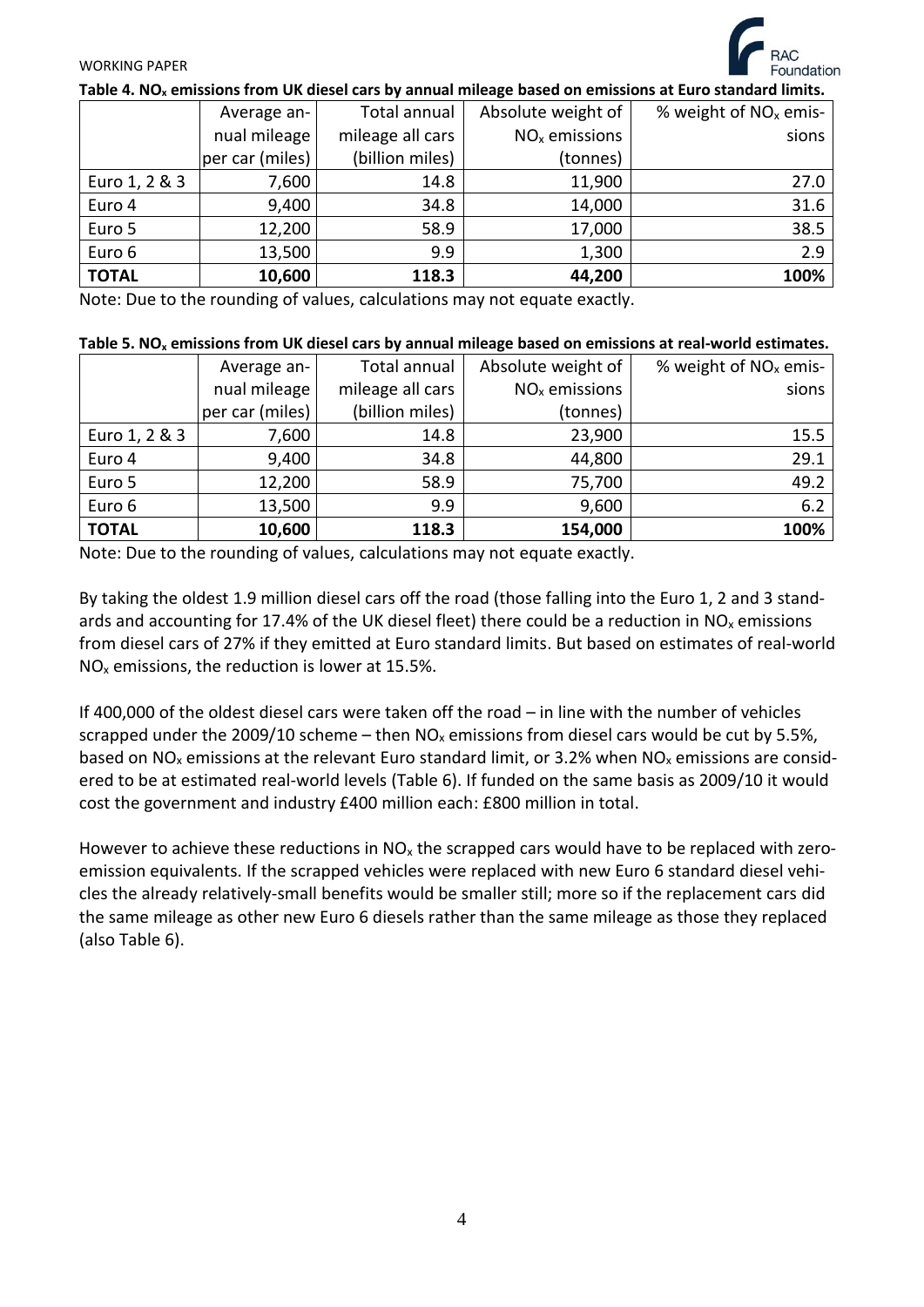**Table 4. $NO_x$ emissions from UK diesel cars by annual mileage based on emissions at Euro standard limits.**

| | Average annual mileage per car (miles) | Total annual mileage all cars (billion miles) | Absolute weight of $NO_x$ emissions (tonnes) | % weight of $NO_x$ emissions |
|---|---|---|---|---|
| Euro 1, 2 & 3 | 7,600 | 14.8 | 11,900 | 27.0 |
| Euro 4 | 9,400 | 34.8 | 14,000 | 31.6 |
| Euro 5 | 12,200 | 58.9 | 17,000 | 38.5 |
| Euro 6 | 13,500 | 9.9 | 1,300 | 2.9 |
| **TOTAL** | **10,600** | **118.3** | **44,200** | **100%** |

Note: Due to the rounding of values, calculations may not equate exactly.

**Table 5. $NO_x$ emissions from UK diesel cars by annual mileage based on emissions at real-world estimates.**

| | Average annual mileage per car (miles) | Total annual mileage all cars (billion miles) | Absolute weight of $NO_x$ emissions (tonnes) | % weight of $NO_x$ emissions |
|---|---|---|---|---|
| Euro 1, 2 & 3 | 7,600 | 14.8 | 23,900 | 15.5 |
| Euro 4 | 9,400 | 34.8 | 44,800 | 29.1 |
| Euro 5 | 12,200 | 58.9 | 75,700 | 49.2 |
| Euro 6 | 13,500 | 9.9 | 9,600 | 6.2 |
| **TOTAL** | **10,600** | **118.3** | **154,000** | **100%** |

Note: Due to the rounding of values, calculations may not equate exactly.

By taking the oldest 1.9 million diesel cars off the road (those falling into the Euro 1, 2 and 3 standards and accounting for 17.4% of the UK diesel fleet) there could be a reduction in $NO_x$ emissions from diesel cars of 27% if they emitted at Euro standard limits. But based on estimates of real-world $NO_x$ emissions, the reduction is lower at 15.5%.

If 400,000 of the oldest diesel cars were taken off the road – in line with the number of vehicles scrapped under the 2009/10 scheme – then $NO_x$ emissions from diesel cars would be cut by 5.5%, based on $NO_x$ emissions at the relevant Euro standard limit, or 3.2% when $NO_x$ emissions are considered to be at estimated real-world levels (Table 6). If funded on the same basis as 2009/10 it would cost the government and industry £400 million each: £800 million in total.

However to achieve these reductions in $NO_x$ the scrapped cars would have to be replaced with zero-emission equivalents. If the scrapped vehicles were replaced with new Euro 6 standard diesel vehicles the already relatively-small benefits would be smaller still; more so if the replacement cars did the same mileage as other new Euro 6 diesels rather than the same mileage as those they replaced (also Table 6).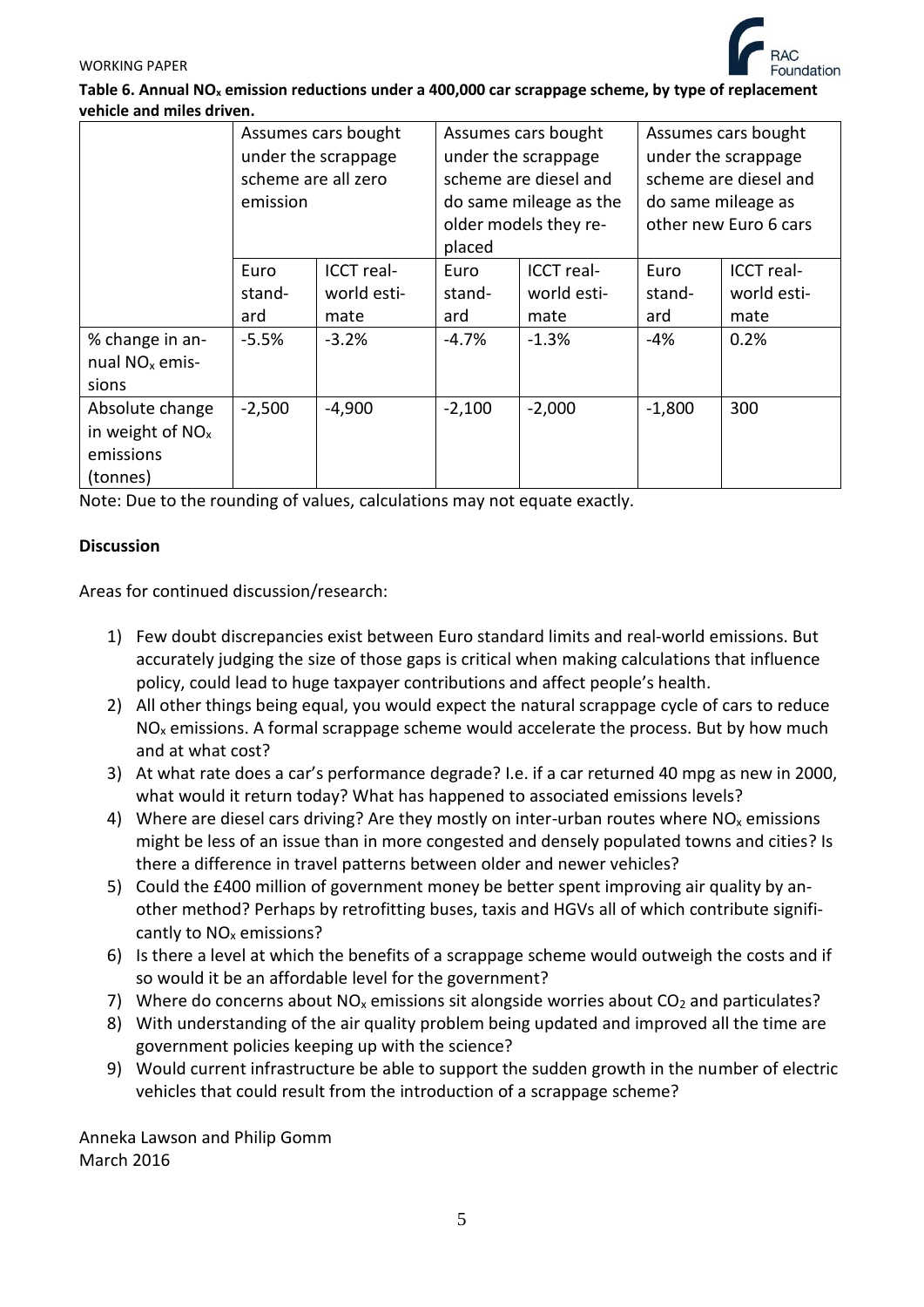**Table 6. Annual $NO_x$ emission reductions under a 400,000 car scrappage scheme, by type of replacement vehicle and miles driven.**

| | Assumes cars bought under the scrappage scheme are all zero emission | | Assumes cars bought under the scrappage scheme are diesel and do same mileage as the older models they replaced | | Assumes cars bought under the scrappage scheme are diesel and do same mileage as other new Euro 6 cars | |
|---|---|---|---|---|---|---|
| | Euro standard | ICCT real-world estimate | Euro standard | ICCT real-world estimate | Euro standard | ICCT real-world estimate |
| % change in annual $NO_x$ emissions | -5.5% | -3.2% | -4.7% | -1.3% | -4% | 0.2% |
| Absolute change in weight of $NO_x$ emissions (tonnes) | -2,500 | -4,900 | -2,100 | -2,000 | -1,800 | 300 |

Note: Due to the rounding of values, calculations may not equate exactly.

**Discussion**

Areas for continued discussion/research:

1) Few doubt discrepancies exist between Euro standard limits and real-world emissions. But accurately judging the size of those gaps is critical when making calculations that influence policy, could lead to huge taxpayer contributions and affect people's health.
2) All other things being equal, you would expect the natural scrappage cycle of cars to reduce $NO_x$ emissions. A formal scrappage scheme would accelerate the process. But by how much and at what cost?
3) At what rate does a car's performance degrade? I.e. if a car returned 40 mpg as new in 2000, what would it return today? What has happened to associated emissions levels?
4) Where are diesel cars driving? Are they mostly on inter-urban routes where $NO_x$ emissions might be less of an issue than in more congested and densely populated towns and cities? Is there a difference in travel patterns between older and newer vehicles?
5) Could the £400 million of government money be better spent improving air quality by another method? Perhaps by retrofitting buses, taxis and HGVs all of which contribute significantly to $NO_x$ emissions?
6) Is there a level at which the benefits of a scrappage scheme would outweigh the costs and if so would it be an affordable level for the government?
7) Where do concerns about $NO_x$ emissions sit alongside worries about $CO_2$ and particulates?
8) With understanding of the air quality problem being updated and improved all the time are government policies keeping up with the science?
9) Would current infrastructure be able to support the sudden growth in the number of electric vehicles that could result from the introduction of a scrappage scheme?

Anneka Lawson and Philip Gomm
March 2016